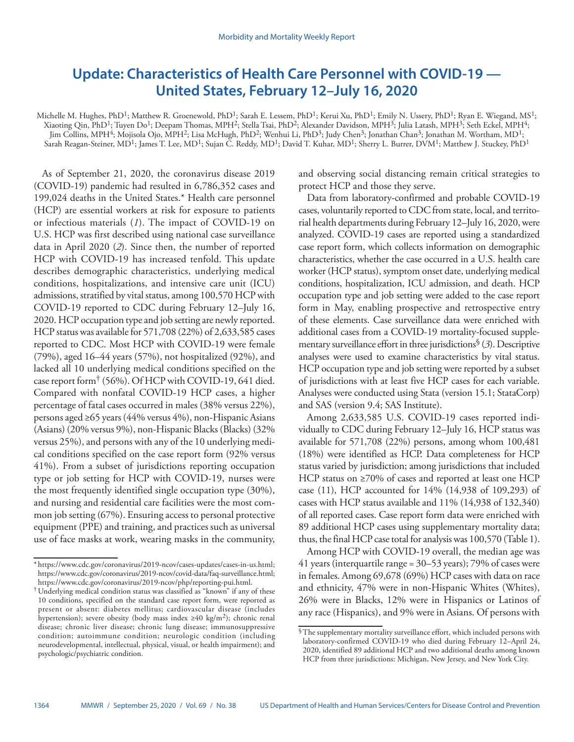# Update: Characteristics of Health Care Personnel with COVID-19 — United States, February 12–July 16, 2020

Michelle M. Hughes, PhD[1]; Matthew R. Groenewold, PhD[1]; Sarah E. Lessem, PhD[1]; Kerui Xu, PhD[1]; Emily N. Ussery, PhD[1]; Ryan E. Wiegand, MS[1]; Xiaoting Qin, PhD[1]; Tuyen Do[1]; Deepam Thomas, MPH[2]; Stella Tsai, PhD[2]; Alexander Davidson, MPH[3]; Julia Latash, MPH[3]; Seth Eckel, MPH[4]; Jim Collins, MPH[4]; Mojisola Ojo, MPH[2]; Lisa McHugh, PhD[2]; Wenhui Li, PhD[3]; Judy Chen[3]; Jonathan Chan[3]; Jonathan M. Wortham, MD[1]; Sarah Reagan-Steiner, MD[1]; James T. Lee, MD[1]; Sujan C. Reddy, MD[1]; David T. Kuhar, MD[1]; Sherry L. Burrer, DVM[1]; Matthew J. Stuckey, PhD[1]

As of September 21, 2020, the coronavirus disease 2019 (COVID-19) pandemic had resulted in 6,786,352 cases and 199,024 deaths in the United States.* Health care personnel (HCP) are essential workers at risk for exposure to patients or infectious materials (*1*). The impact of COVID-19 on U.S. HCP was first described using national case surveillance data in April 2020 (*2*). Since then, the number of reported HCP with COVID-19 has increased tenfold. This update describes demographic characteristics, underlying medical conditions, hospitalizations, and intensive care unit (ICU) admissions, stratified by vital status, among 100,570 HCP with COVID-19 reported to CDC during February 12–July 16, 2020. HCP occupation type and job setting are newly reported. HCP status was available for 571,708 (22%) of 2,633,585 cases reported to CDC. Most HCP with COVID-19 were female (79%), aged 16–44 years (57%), not hospitalized (92%), and lacked all 10 underlying medical conditions specified on the case report form† (56%). Of HCP with COVID-19, 641 died. Compared with nonfatal COVID-19 HCP cases, a higher percentage of fatal cases occurred in males (38% versus 22%), persons aged ≥65 years (44% versus 4%), non-Hispanic Asians (Asians) (20% versus 9%), non-Hispanic Blacks (Blacks) (32% versus 25%), and persons with any of the 10 underlying medical conditions specified on the case report form (92% versus 41%). From a subset of jurisdictions reporting occupation type or job setting for HCP with COVID-19, nurses were the most frequently identified single occupation type (30%), and nursing and residential care facilities were the most common job setting (67%). Ensuring access to personal protective equipment (PPE) and training, and practices such as universal use of face masks at work, wearing masks in the community, and observing social distancing remain critical strategies to protect HCP and those they serve.

Data from laboratory-confirmed and probable COVID-19 cases, voluntarily reported to CDC from state, local, and territorial health departments during February 12–July 16, 2020, were analyzed. COVID-19 cases are reported using a standardized case report form, which collects information on demographic characteristics, whether the case occurred in a U.S. health care worker (HCP status), symptom onset date, underlying medical conditions, hospitalization, ICU admission, and death. HCP occupation type and job setting were added to the case report form in May, enabling prospective and retrospective entry of these elements. Case surveillance data were enriched with additional cases from a COVID-19 mortality-focused supplementary surveillance effort in three jurisdictions§ (*3*). Descriptive analyses were used to examine characteristics by vital status. HCP occupation type and job setting were reported by a subset of jurisdictions with at least five HCP cases for each variable. Analyses were conducted using Stata (version 15.1; StataCorp) and SAS (version 9.4; SAS Institute).

Among 2,633,585 U.S. COVID-19 cases reported individually to CDC during February 12–July 16, HCP status was available for 571,708 (22%) persons, among whom 100,481 (18%) were identified as HCP. Data completeness for HCP status varied by jurisdiction; among jurisdictions that included HCP status on ≥70% of cases and reported at least one HCP case (11), HCP accounted for 14% (14,938 of 109,293) of cases with HCP status available and 11% (14,938 of 132,340) of all reported cases. Case report form data were enriched with 89 additional HCP cases using supplementary mortality data; thus, the final HCP case total for analysis was 100,570 (Table 1).

Among HCP with COVID-19 overall, the median age was 41 years (interquartile range = 30–53 years); 79% of cases were in females. Among 69,678 (69%) HCP cases with data on race and ethnicity, 47% were in non-Hispanic Whites (Whites), 26% were in Blacks, 12% were in Hispanics or Latinos of any race (Hispanics), and 9% were in Asians. Of persons with

---

\* https://www.cdc.gov/coronavirus/2019-ncov/cases-updates/cases-in-us.html; https://www.cdc.gov/coronavirus/2019-ncov/covid-data/faq-surveillance.html; https://www.cdc.gov/coronavirus/2019-ncov/php/reporting-pui.html.

† Underlying medical condition status was classified as "known" if any of these 10 conditions, specified on the standard case report form, were reported as present or absent: diabetes mellitus; cardiovascular disease (includes hypertension); severe obesity (body mass index ≥40 kg/m$^2$); chronic renal disease; chronic liver disease; chronic lung disease; immunosuppressive condition; autoimmune condition; neurologic condition (including neurodevelopmental, intellectual, physical, visual, or health impairment); and psychologic/psychiatric condition.

§ The supplementary mortality surveillance effort, which included persons with laboratory-confirmed COVID-19 who died during February 12–April 24, 2020, identified 89 additional HCP and two additional deaths among known HCP from three jurisdictions: Michigan, New Jersey, and New York City.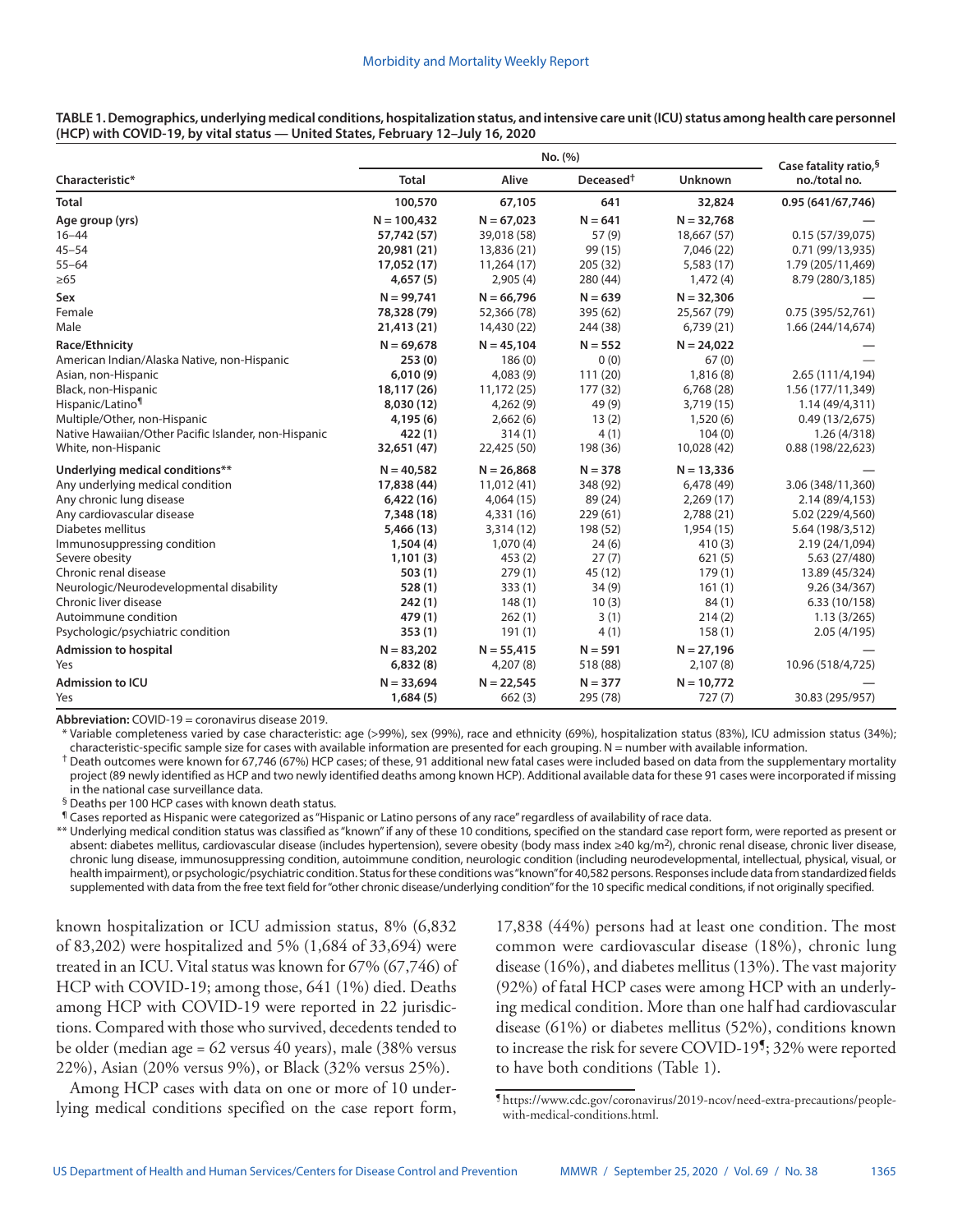**TABLE 1. Demographics, underlying medical conditions, hospitalization status, and intensive care unit (ICU) status among health care personnel (HCP) with COVID-19, by vital status — United States, February 12–July 16, 2020**

| Characteristic* | No. (%) | | | | Case fatality ratio,[§] no./total no. |
|---|---|---|---|---|---|
| | Total | Alive | Deceased[†] | Unknown | |
| **Total** | **100,570** | **67,105** | **641** | **32,824** | **0.95 (641/67,746)** |
| **Age group (yrs)** | **N = 100,432** | **N = 67,023** | **N = 641** | **N = 32,768** | — |
| 16–44 | **57,742 (57)** | 39,018 (58) | 57 (9) | 18,667 (57) | 0.15 (57/39,075) |
| 45–54 | **20,981 (21)** | 13,836 (21) | 99 (15) | 7,046 (22) | 0.71 (99/13,935) |
| 55–64 | **17,052 (17)** | 11,264 (17) | 205 (32) | 5,583 (17) | 1.79 (205/11,469) |
| ≥65 | **4,657 (5)** | 2,905 (4) | 280 (44) | 1,472 (4) | 8.79 (280/3,185) |
| **Sex** | **N = 99,741** | **N = 66,796** | **N = 639** | **N = 32,306** | — |
| Female | **78,328 (79)** | 52,366 (78) | 395 (62) | 25,567 (79) | 0.75 (395/52,761) |
| Male | **21,413 (21)** | 14,430 (22) | 244 (38) | 6,739 (21) | 1.66 (244/14,674) |
| **Race/Ethnicity** | **N = 69,678** | **N = 45,104** | **N = 552** | **N = 24,022** | — |
| American Indian/Alaska Native, non-Hispanic | **253 (0)** | 186 (0) | 0 (0) | 67 (0) | — |
| Asian, non-Hispanic | **6,010 (9)** | 4,083 (9) | 111 (20) | 1,816 (8) | 2.65 (111/4,194) |
| Black, non-Hispanic | **18,117 (26)** | 11,172 (25) | 177 (32) | 6,768 (28) | 1.56 (177/11,349) |
| Hispanic/Latino[¶] | **8,030 (12)** | 4,262 (9) | 49 (9) | 3,719 (15) | 1.14 (49/4,311) |
| Multiple/Other, non-Hispanic | **4,195 (6)** | 2,662 (6) | 13 (2) | 1,520 (6) | 0.49 (13/2,675) |
| Native Hawaiian/Other Pacific Islander, non-Hispanic | **422 (1)** | 314 (1) | 4 (1) | 104 (0) | 1.26 (4/318) |
| White, non-Hispanic | **32,651 (47)** | 22,425 (50) | 198 (36) | 10,028 (42) | 0.88 (198/22,623) |
| **Underlying medical conditions**** | **N = 40,582** | **N = 26,868** | **N = 378** | **N = 13,336** | — |
| Any underlying medical condition | **17,838 (44)** | 11,012 (41) | 348 (92) | 6,478 (49) | 3.06 (348/11,360) |
| Any chronic lung disease | **6,422 (16)** | 4,064 (15) | 89 (24) | 2,269 (17) | 2.14 (89/4,153) |
| Any cardiovascular disease | **7,348 (18)** | 4,331 (16) | 229 (61) | 2,788 (21) | 5.02 (229/4,560) |
| Diabetes mellitus | **5,466 (13)** | 3,314 (12) | 198 (52) | 1,954 (15) | 5.64 (198/3,512) |
| Immunosuppressing condition | **1,504 (4)** | 1,070 (4) | 24 (6) | 410 (3) | 2.19 (24/1,094) |
| Severe obesity | **1,101 (3)** | 453 (2) | 27 (7) | 621 (5) | 5.63 (27/480) |
| Chronic renal disease | **503 (1)** | 279 (1) | 45 (12) | 179 (1) | 13.89 (45/324) |
| Neurologic/Neurodevelopmental disability | **528 (1)** | 333 (1) | 34 (9) | 161 (1) | 9.26 (34/367) |
| Chronic liver disease | **242 (1)** | 148 (1) | 10 (3) | 84 (1) | 6.33 (10/158) |
| Autoimmune condition | **479 (1)** | 262 (1) | 3 (1) | 214 (2) | 1.13 (3/265) |
| Psychologic/psychiatric condition | **353 (1)** | 191 (1) | 4 (1) | 158 (1) | 2.05 (4/195) |
| **Admission to hospital** | **N = 83,202** | **N = 55,415** | **N = 591** | **N = 27,196** | — |
| Yes | **6,832 (8)** | 4,207 (8) | 518 (88) | 2,107 (8) | 10.96 (518/4,725) |
| **Admission to ICU** | **N = 33,694** | **N = 22,545** | **N = 377** | **N = 10,772** | — |
| Yes | **1,684 (5)** | 662 (3) | 295 (78) | 727 (7) | 30.83 (295/957) |

**Abbreviation:** COVID-19 = coronavirus disease 2019.

\* Variable completeness varied by case characteristic: age (>99%), sex (99%), race and ethnicity (69%), hospitalization status (83%), ICU admission status (34%); characteristic-specific sample size for cases with available information are presented for each grouping. N = number with available information.

[†] Death outcomes were known for 67,746 (67%) HCP cases; of these, 91 additional new fatal cases were included based on data from the supplementary mortality project (89 newly identified as HCP and two newly identified deaths among known HCP). Additional available data for these 91 cases were incorporated if missing in the national case surveillance data.

[§] Deaths per 100 HCP cases with known death status.

[¶] Cases reported as Hispanic were categorized as "Hispanic or Latino persons of any race" regardless of availability of race data.

** Underlying medical condition status was classified as "known" if any of these 10 conditions, specified on the standard case report form, were reported as present or absent: diabetes mellitus, cardiovascular disease (includes hypertension), severe obesity (body mass index ≥40 kg/m$^2$), chronic renal disease, chronic liver disease, chronic lung disease, immunosuppressing condition, autoimmune condition, neurologic condition (including neurodevelopmental, intellectual, physical, visual, or health impairment), or psychologic/psychiatric condition. Status for these conditions was "known" for 40,582 persons. Responses include data from standardized fields supplemented with data from the free text field for "other chronic disease/underlying condition" for the 10 specific medical conditions, if not originally specified.

known hospitalization or ICU admission status, 8% (6,832 of 83,202) were hospitalized and 5% (1,684 of 33,694) were treated in an ICU. Vital status was known for 67% (67,746) of HCP with COVID-19; among those, 641 (1%) died. Deaths among HCP with COVID-19 were reported in 22 jurisdictions. Compared with those who survived, decedents tended to be older (median age = 62 versus 40 years), male (38% versus 22%), Asian (20% versus 9%), or Black (32% versus 25%).

Among HCP cases with data on one or more of 10 underlying medical conditions specified on the case report form, 17,838 (44%) persons had at least one condition. The most common were cardiovascular disease (18%), chronic lung disease (16%), and diabetes mellitus (13%). The vast majority (92%) of fatal HCP cases were among HCP with an underlying medical condition. More than one half had cardiovascular disease (61%) or diabetes mellitus (52%), conditions known to increase the risk for severe COVID-19[¶]; 32% were reported to have both conditions (Table 1).

[¶] https://www.cdc.gov/coronavirus/2019-ncov/need-extra-precautions/people-with-medical-conditions.html.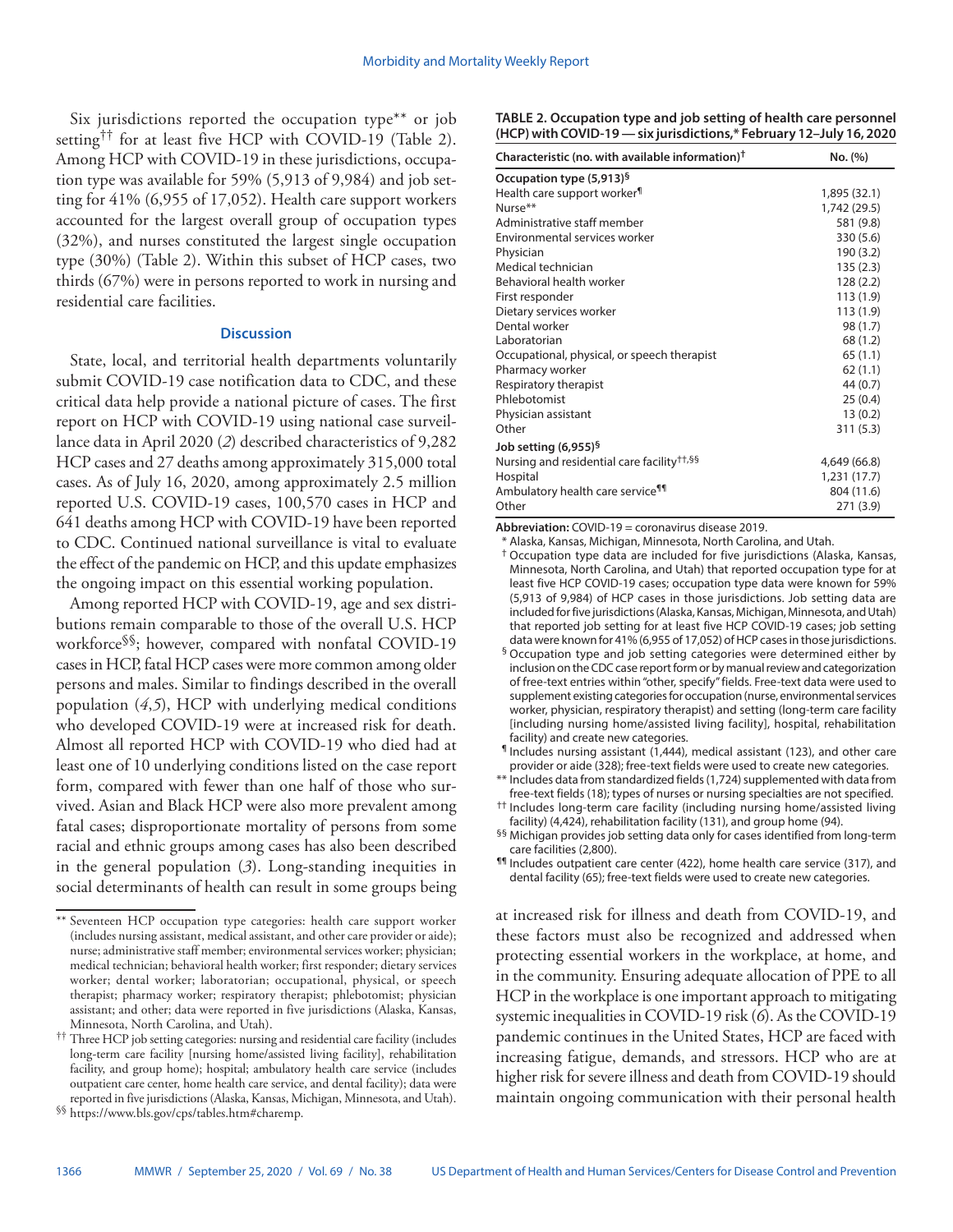Six jurisdictions reported the occupation type** or job setting†† for at least five HCP with COVID-19 (Table 2). Among HCP with COVID-19 in these jurisdictions, occupation type was available for 59% (5,913 of 9,984) and job setting for 41% (6,955 of 17,052). Health care support workers accounted for the largest overall group of occupation types (32%), and nurses constituted the largest single occupation type (30%) (Table 2). Within this subset of HCP cases, two thirds (67%) were in persons reported to work in nursing and residential care facilities.

## Discussion

State, local, and territorial health departments voluntarily submit COVID-19 case notification data to CDC, and these critical data help provide a national picture of cases. The first report on HCP with COVID-19 using national case surveillance data in April 2020 (*2*) described characteristics of 9,282 HCP cases and 27 deaths among approximately 315,000 total cases. As of July 16, 2020, among approximately 2.5 million reported U.S. COVID-19 cases, 100,570 cases in HCP and 641 deaths among HCP with COVID-19 have been reported to CDC. Continued national surveillance is vital to evaluate the effect of the pandemic on HCP, and this update emphasizes the ongoing impact on this essential working population.

Among reported HCP with COVID-19, age and sex distributions remain comparable to those of the overall U.S. HCP workforce§§; however, compared with nonfatal COVID-19 cases in HCP, fatal HCP cases were more common among older persons and males. Similar to findings described in the overall population (*4*,*5*), HCP with underlying medical conditions who developed COVID-19 were at increased risk for death. Almost all reported HCP with COVID-19 who died had at least one of 10 underlying conditions listed on the case report form, compared with fewer than one half of those who survived. Asian and Black HCP were also more prevalent among fatal cases; disproportionate mortality of persons from some racial and ethnic groups among cases has also been described in the general population (*3*). Long-standing inequities in social determinants of health can result in some groups being at increased risk for illness and death from COVID-19, and these factors must also be recognized and addressed when protecting essential workers in the workplace, at home, and in the community. Ensuring adequate allocation of PPE to all HCP in the workplace is one important approach to mitigating systemic inequities in COVID-19 risk (*6*). As the COVID-19 pandemic continues in the United States, HCP are faced with increasing fatigue, demands, and stressors. HCP who are at higher risk for severe illness and death from COVID-19 should maintain ongoing communication with their personal health

** Seventeen HCP occupation type categories: health care support worker (includes nursing assistant, medical assistant, and other care provider or aide); nurse; administrative staff member; environmental services worker; physician; medical technician; behavioral health worker; first responder; dietary services worker; dental worker; laboratorian; occupational, physical, or speech therapist; pharmacy worker; respiratory therapist; phlebotomist; physician assistant; and other; data were reported in five jurisdictions (Alaska, Kansas, Minnesota, North Carolina, and Utah).

†† Three HCP job setting categories: nursing and residential care facility (includes long-term care facility [nursing home/assisted living facility], rehabilitation facility, and group home); hospital; ambulatory health care service (includes outpatient care center, home health care service, and dental facility); data were reported in five jurisdictions (Alaska, Kansas, Michigan, Minnesota, and Utah).

§§ https://www.bls.gov/cps/tables.htm#charemp.

**TABLE 2. Occupation type and job setting of health care personnel (HCP) with COVID-19 — six jurisdictions,* February 12–July 16, 2020**

| Characteristic (no. with available information)† | No. (%) |
|---|---|
| **Occupation type (5,913)§** | |
| Health care support worker¶ | 1,895 (32.1) |
| Nurse** | 1,742 (29.5) |
| Administrative staff member | 581 (9.8) |
| Environmental services worker | 330 (5.6) |
| Physician | 190 (3.2) |
| Medical technician | 135 (2.3) |
| Behavioral health worker | 128 (2.2) |
| First responder | 113 (1.9) |
| Dietary services worker | 113 (1.9) |
| Dental worker | 98 (1.7) |
| Laboratorian | 68 (1.2) |
| Occupational, physical, or speech therapist | 65 (1.1) |
| Pharmacy worker | 62 (1.1) |
| Respiratory therapist | 44 (0.7) |
| Phlebotomist | 25 (0.4) |
| Physician assistant | 13 (0.2) |
| Other | 311 (5.3) |
| **Job setting (6,955)§** | |
| Nursing and residential care facility††,§§ | 4,649 (66.8) |
| Hospital | 1,231 (17.7) |
| Ambulatory health care service¶¶ | 804 (11.6) |
| Other | 271 (3.9) |

**Abbreviation:** COVID-19 = coronavirus disease 2019.

\* Alaska, Kansas, Michigan, Minnesota, North Carolina, and Utah.

† Occupation type data are included for five jurisdictions (Alaska, Kansas, Minnesota, North Carolina, and Utah) that reported occupation type for at least five HCP COVID-19 cases; occupation type data were known for 59% (5,913 of 9,984) of HCP cases in those jurisdictions. Job setting data are included for five jurisdictions (Alaska, Kansas, Michigan, Minnesota, and Utah) that reported job setting for at least five HCP COVID-19 cases; job setting data were known for 41% (6,955 of 17,052) of HCP cases in those jurisdictions.

§ Occupation type and job setting categories were determined either by inclusion on the CDC case report form or by manual review and categorization of free-text entries within "other, specify" fields. Free-text data were used to supplement existing categories for occupation (nurse, environmental services worker, physician, respiratory therapist) and setting (long-term care facility [including nursing home/assisted living facility], hospital, rehabilitation facility) and create new categories.

¶ Includes nursing assistant (1,444), medical assistant (123), and other care provider or aide (328); free-text fields were used to create new categories.

** Includes data from standardized fields (1,724) supplemented with data from free-text fields (18); types of nurses or nursing specialties are not specified.

†† Includes long-term care facility (including nursing home/assisted living facility) (4,424), rehabilitation facility (131), and group home (94).

§§ Michigan provides job setting data only for cases identified from long-term care facilities (2,800).

¶¶ Includes outpatient care center (422), home health care service (317), and dental facility (65); free-text fields were used to create new categories.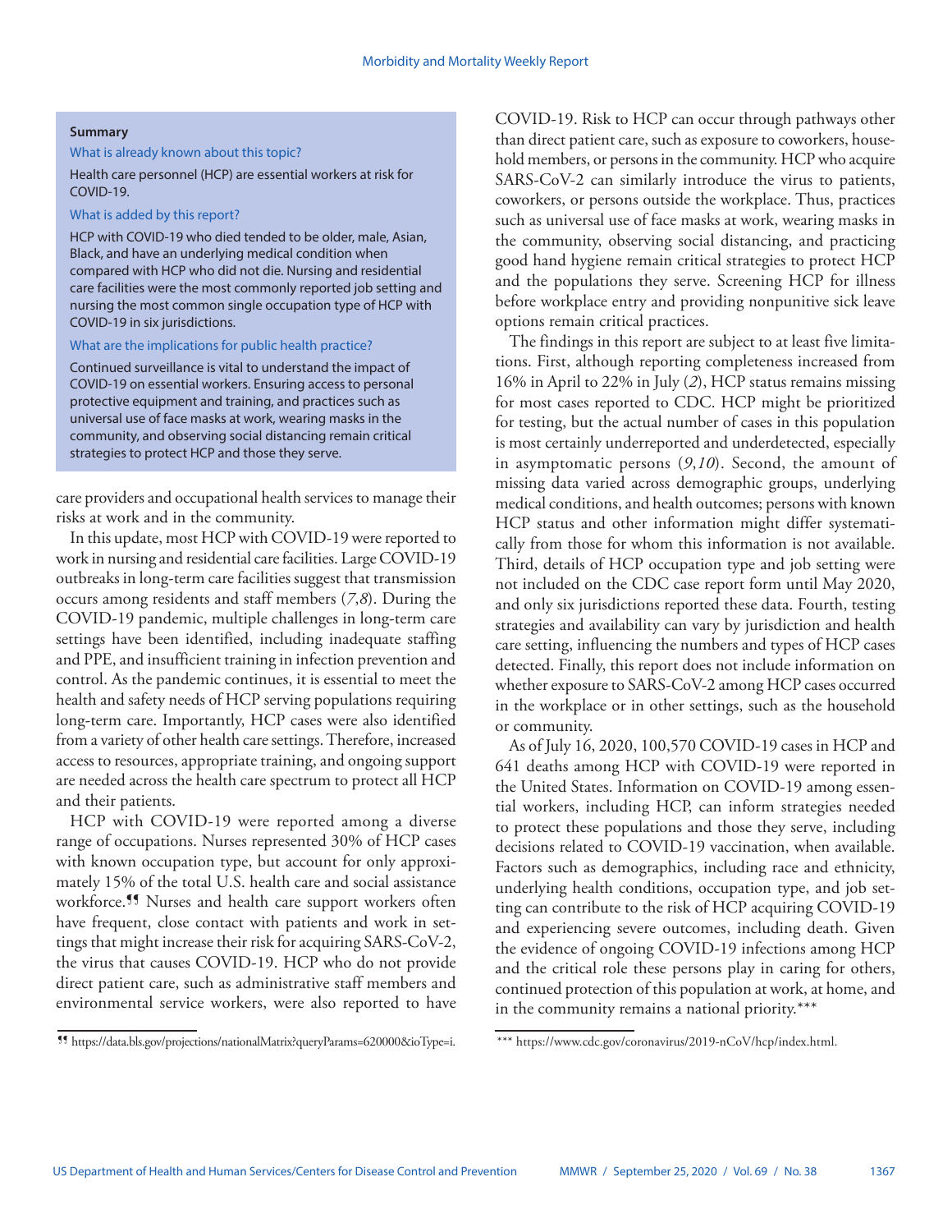**Summary**

What is already known about this topic?

Health care personnel (HCP) are essential workers at risk for COVID-19.

What is added by this report?

HCP with COVID-19 who died tended to be older, male, Asian, Black, and have an underlying medical condition when compared with HCP who did not die. Nursing and residential care facilities were the most commonly reported job setting and nursing the most common single occupation type of HCP with COVID-19 in six jurisdictions.

What are the implications for public health practice?

Continued surveillance is vital to understand the impact of COVID-19 on essential workers. Ensuring access to personal protective equipment and training, and practices such as universal use of face masks at work, wearing masks in the community, and observing social distancing remain critical strategies to protect HCP and those they serve.

care providers and occupational health services to manage their risks at work and in the community.

In this update, most HCP with COVID-19 were reported to work in nursing and residential care facilities. Large COVID-19 outbreaks in long-term care facilities suggest that transmission occurs among residents and staff members (*7*,*8*). During the COVID-19 pandemic, multiple challenges in long-term care settings have been identified, including inadequate staffing and PPE, and insufficient training in infection prevention and control. As the pandemic continues, it is essential to meet the health and safety needs of HCP serving populations requiring long-term care. Importantly, HCP cases were also identified from a variety of other health care settings. Therefore, increased access to resources, appropriate training, and ongoing support are needed across the health care spectrum to protect all HCP and their patients.

HCP with COVID-19 were reported among a diverse range of occupations. Nurses represented 30% of HCP cases with known occupation type, but account for only approximately 15% of the total U.S. health care and social assistance workforce.[¶¶] Nurses and health care support workers often have frequent, close contact with patients and work in settings that might increase their risk for acquiring SARS-CoV-2, the virus that causes COVID-19. HCP who do not provide direct patient care, such as administrative staff members and environmental service workers, were also reported to have COVID-19. Risk to HCP can occur through pathways other than direct patient care, such as exposure to coworkers, household members, or persons in the community. HCP who acquire SARS-CoV-2 can similarly introduce the virus to patients, coworkers, or persons outside the workplace. Thus, practices such as universal use of face masks at work, wearing masks in the community, observing social distancing, and practicing good hand hygiene remain critical strategies to protect HCP and the populations they serve. Screening HCP for illness before workplace entry and providing nonpunitive sick leave options remain critical practices.

The findings in this report are subject to at least five limitations. First, although reporting completeness increased from 16% in April to 22% in July (*2*), HCP status remains missing for most cases reported to CDC. HCP might be prioritized for testing, but the actual number of cases in this population is most certainly underreported and underdetected, especially in asymptomatic persons (*9*,*10*). Second, the amount of missing data varied across demographic groups, underlying medical conditions, and health outcomes; persons with known HCP status and other information might differ systematically from those for whom this information is not available. Third, details of HCP occupation type and job setting were not included on the CDC case report form until May 2020, and only six jurisdictions reported these data. Fourth, testing strategies and availability can vary by jurisdiction and health care setting, influencing the numbers and types of HCP cases detected. Finally, this report does not include information on whether exposure to SARS-CoV-2 among HCP cases occurred in the workplace or in other settings, such as the household or community.

As of July 16, 2020, 100,570 COVID-19 cases in HCP and 641 deaths among HCP with COVID-19 were reported in the United States. Information on COVID-19 among essential workers, including HCP, can inform strategies needed to protect these populations and those they serve, including decisions related to COVID-19 vaccination, when available. Factors such as demographics, including race and ethnicity, underlying health conditions, occupation type, and job setting can contribute to the risk of HCP acquiring COVID-19 and experiencing severe outcomes, including death. Given the evidence of ongoing COVID-19 infections among HCP and the critical role these persons play in caring for others, continued protection of this population at work, at home, and in the community remains a national priority.[***]

[¶¶] https://data.bls.gov/projections/nationalMatrix?queryParams=620000&ioType=i.

[***] https://www.cdc.gov/coronavirus/2019-nCoV/hcp/index.html.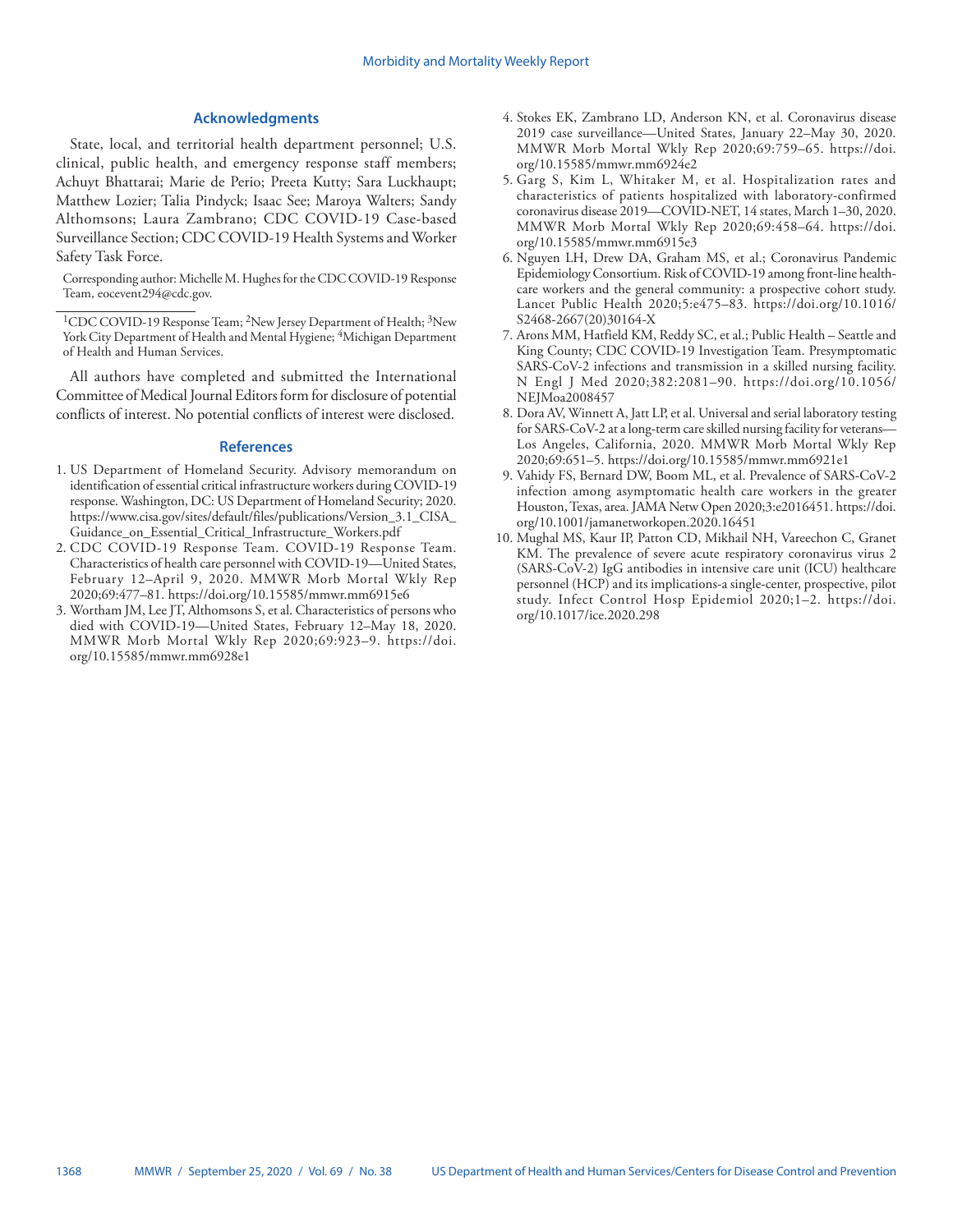## Acknowledgments

State, local, and territorial health department personnel; U.S. clinical, public health, and emergency response staff members; Achuyt Bhattarai; Marie de Perio; Preeta Kutty; Sara Luckhaupt; Matthew Lozier; Talia Pindyck; Isaac See; Maroya Walters; Sandy Althomsons; Laura Zambrano; CDC COVID-19 Case-based Surveillance Section; CDC COVID-19 Health Systems and Worker Safety Task Force.

Corresponding author: Michelle M. Hughes for the CDC COVID-19 Response Team, eocevent294@cdc.gov.

[1]CDC COVID-19 Response Team; [2]New Jersey Department of Health; [3]New York City Department of Health and Mental Hygiene; [4]Michigan Department of Health and Human Services.

All authors have completed and submitted the International Committee of Medical Journal Editors form for disclosure of potential conflicts of interest. No potential conflicts of interest were disclosed.

## References

1. US Department of Homeland Security. Advisory memorandum on identification of essential critical infrastructure workers during COVID-19 response. Washington, DC: US Department of Homeland Security; 2020. https://www.cisa.gov/sites/default/files/publications/Version_3.1_CISA_Guidance_on_Essential_Critical_Infrastructure_Workers.pdf
2. CDC COVID-19 Response Team. COVID-19 Response Team. Characteristics of health care personnel with COVID-19—United States, February 12–April 9, 2020. MMWR Morb Mortal Wkly Rep 2020;69:477–81. https://doi.org/10.15585/mmwr.mm6915e6
3. Wortham JM, Lee JT, Althomsons S, et al. Characteristics of persons who died with COVID-19—United States, February 12–May 18, 2020. MMWR Morb Mortal Wkly Rep 2020;69:923–9. https://doi.org/10.15585/mmwr.mm6928e1
4. Stokes EK, Zambrano LD, Anderson KN, et al. Coronavirus disease 2019 case surveillance—United States, January 22–May 30, 2020. MMWR Morb Mortal Wkly Rep 2020;69:759–65. https://doi.org/10.15585/mmwr.mm6924e2
5. Garg S, Kim L, Whitaker M, et al. Hospitalization rates and characteristics of patients hospitalized with laboratory-confirmed coronavirus disease 2019—COVID-NET, 14 states, March 1–30, 2020. MMWR Morb Mortal Wkly Rep 2020;69:458–64. https://doi.org/10.15585/mmwr.mm6915e3
6. Nguyen LH, Drew DA, Graham MS, et al.; Coronavirus Pandemic Epidemiology Consortium. Risk of COVID-19 among front-line health-care workers and the general community: a prospective cohort study. Lancet Public Health 2020;5:e475–83. https://doi.org/10.1016/S2468-2667(20)30164-X
7. Arons MM, Hatfield KM, Reddy SC, et al.; Public Health – Seattle and King County; CDC COVID-19 Investigation Team. Presymptomatic SARS-CoV-2 infections and transmission in a skilled nursing facility. N Engl J Med 2020;382:2081–90. https://doi.org/10.1056/NEJMoa2008457
8. Dora AV, Winnett A, Jatt LP, et al. Universal and serial laboratory testing for SARS-CoV-2 at a long-term care skilled nursing facility for veterans—Los Angeles, California, 2020. MMWR Morb Mortal Wkly Rep 2020;69:651–5. https://doi.org/10.15585/mmwr.mm6921e1
9. Vahidy FS, Bernard DW, Boom ML, et al. Prevalence of SARS-CoV-2 infection among asymptomatic health care workers in the greater Houston, Texas, area. JAMA Netw Open 2020;3:e2016451. https://doi.org/10.1001/jamanetworkopen.2020.16451
10. Mughal MS, Kaur IP, Patton CD, Mikhail NH, Vareechon C, Granet KM. The prevalence of severe acute respiratory coronavirus virus 2 (SARS-CoV-2) IgG antibodies in intensive care unit (ICU) healthcare personnel (HCP) and its implications-a single-center, prospective, pilot study. Infect Control Hosp Epidemiol 2020;1–2. https://doi.org/10.1017/ice.2020.298